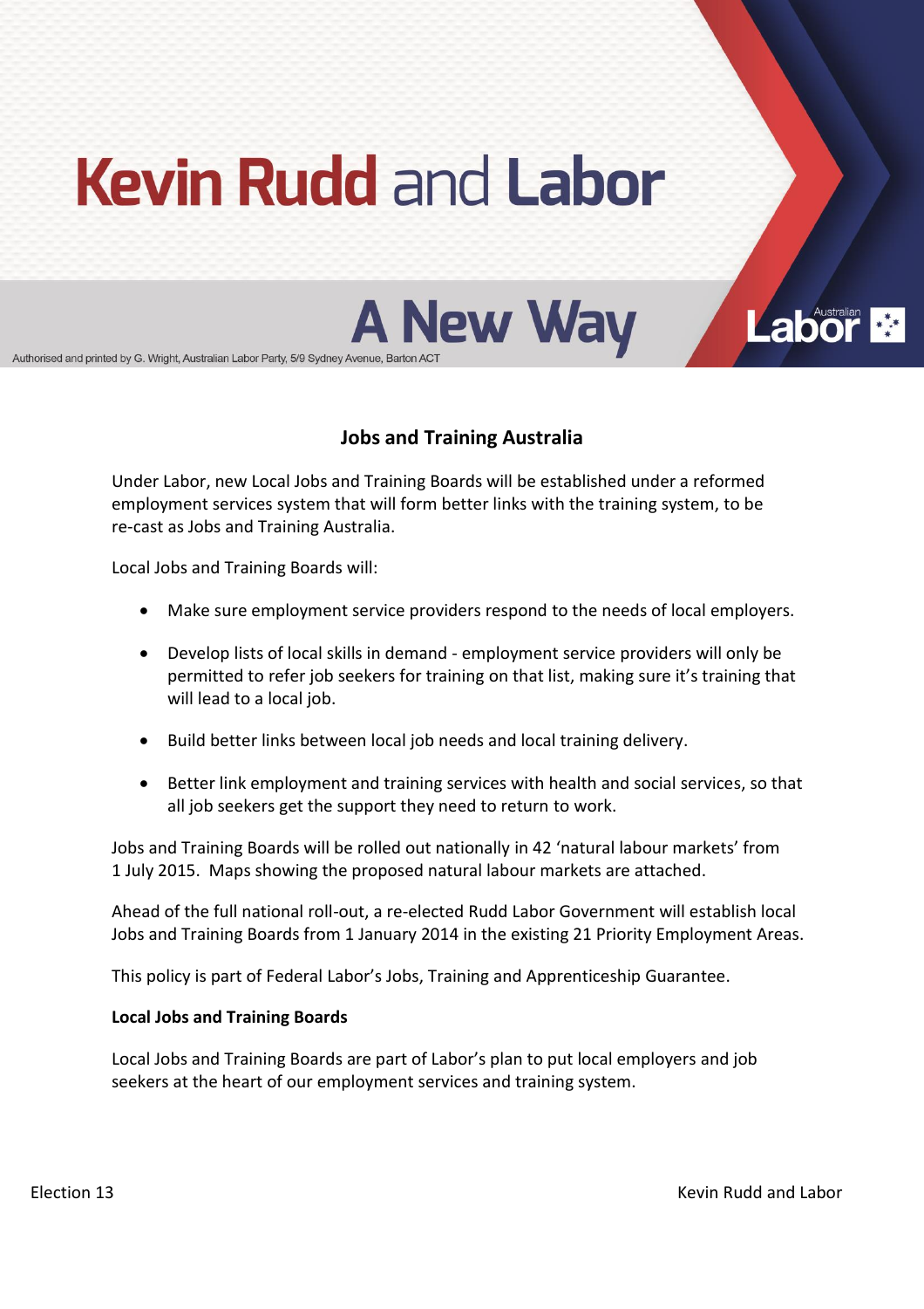# Kevin Rudd and Labor

## A New Way

Authorised and printed by G. Wright, Australian Labor Party, 5/9 Sydney Avenue, Barton ACT

### Jobs and Training Australia

Under Labor, new Local Jobs and Training Boards will be established under a reformed employment services system that will form better links with the training system, to be re-cast as Jobs and Training Australia.

Local Jobs and Training Boards will:

- Make sure employment service providers respond to the needs of local employers.
- Develop lists of local skills in demand - employment service providers will only be permitted to refer job seekers for training on that list, making sure it's training that will lead to a local job.
- Build better links between local job needs and local training delivery.
- Better link employment and training services with health and social services, so that all job seekers get the support they need to return to work.

Jobs and Training Boards will be rolled out nationally in 42 'natural labour markets' from 1 July 2015. Maps showing the proposed natural labour markets are attached.

Ahead of the full national roll-out, a re-elected Rudd Labor Government will establish local Jobs and Training Boards from 1 January 2014 in the existing 21 Priority Employment Areas.

This policy is part of Federal Labor's Jobs, Training and Apprenticeship Guarantee.

**Local Jobs and Training Boards**

Local Jobs and Training Boards are part of Labor's plan to put local employers and job seekers at the heart of our employment services and training system.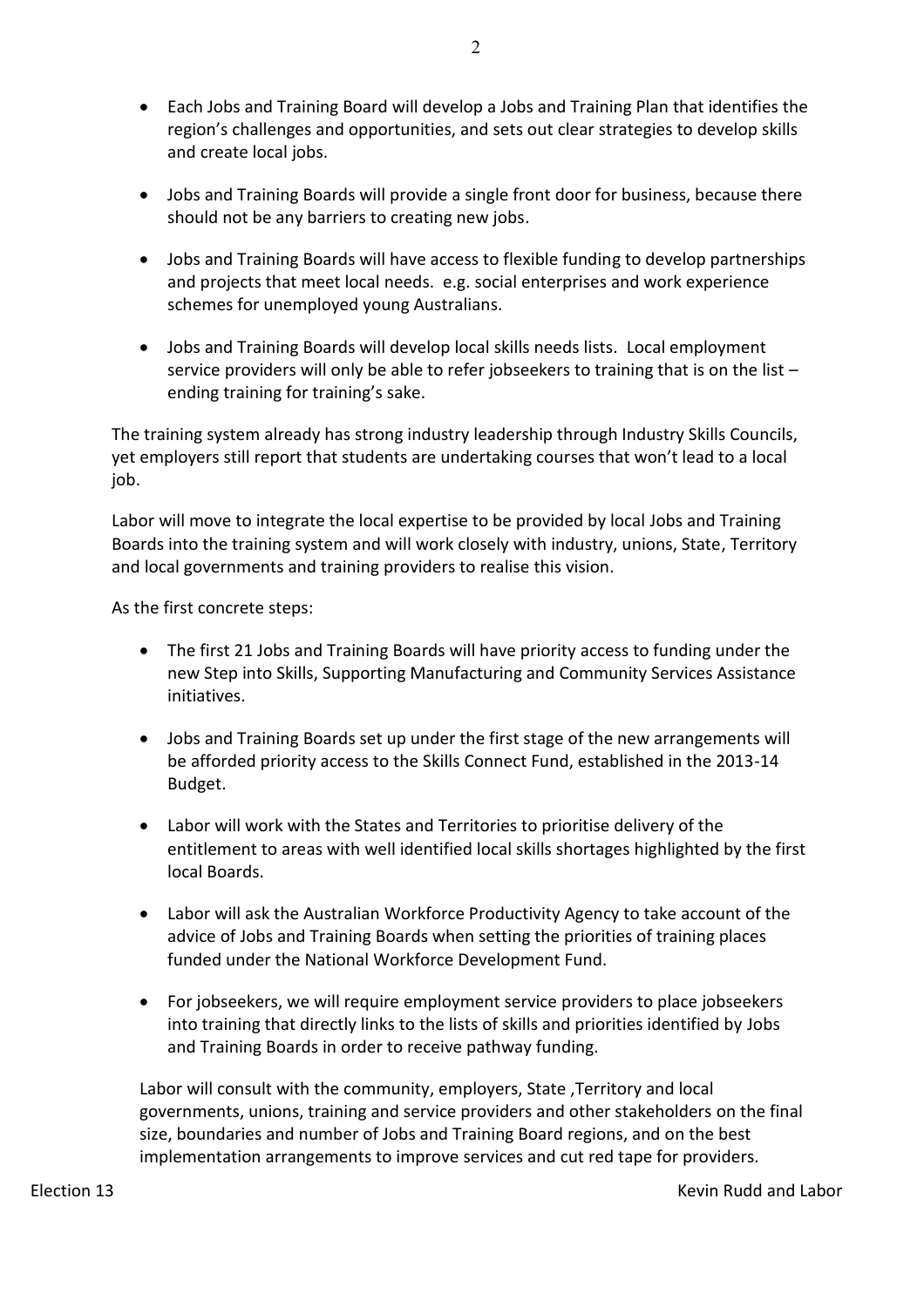- Each Jobs and Training Board will develop a Jobs and Training Plan that identifies the region's challenges and opportunities, and sets out clear strategies to develop skills and create local jobs.

- Jobs and Training Boards will provide a single front door for business, because there should not be any barriers to creating new jobs.

- Jobs and Training Boards will have access to flexible funding to develop partnerships and projects that meet local needs. e.g. social enterprises and work experience schemes for unemployed young Australians.

- Jobs and Training Boards will develop local skills needs lists. Local employment service providers will only be able to refer jobseekers to training that is on the list – ending training for training's sake.

The training system already has strong industry leadership through Industry Skills Councils, yet employers still report that students are undertaking courses that won't lead to a local job.

Labor will move to integrate the local expertise to be provided by local Jobs and Training Boards into the training system and will work closely with industry, unions, State, Territory and local governments and training providers to realise this vision.

As the first concrete steps:

- The first 21 Jobs and Training Boards will have priority access to funding under the new Step into Skills, Supporting Manufacturing and Community Services Assistance initiatives.

- Jobs and Training Boards set up under the first stage of the new arrangements will be afforded priority access to the Skills Connect Fund, established in the 2013-14 Budget.

- Labor will work with the States and Territories to prioritise delivery of the entitlement to areas with well identified local skills shortages highlighted by the first local Boards.

- Labor will ask the Australian Workforce Productivity Agency to take account of the advice of Jobs and Training Boards when setting the priorities of training places funded under the National Workforce Development Fund.

- For jobseekers, we will require employment service providers to place jobseekers into training that directly links to the lists of skills and priorities identified by Jobs and Training Boards in order to receive pathway funding.

Labor will consult with the community, employers, State ,Territory and local governments, unions, training and service providers and other stakeholders on the final size, boundaries and number of Jobs and Training Board regions, and on the best implementation arrangements to improve services and cut red tape for providers.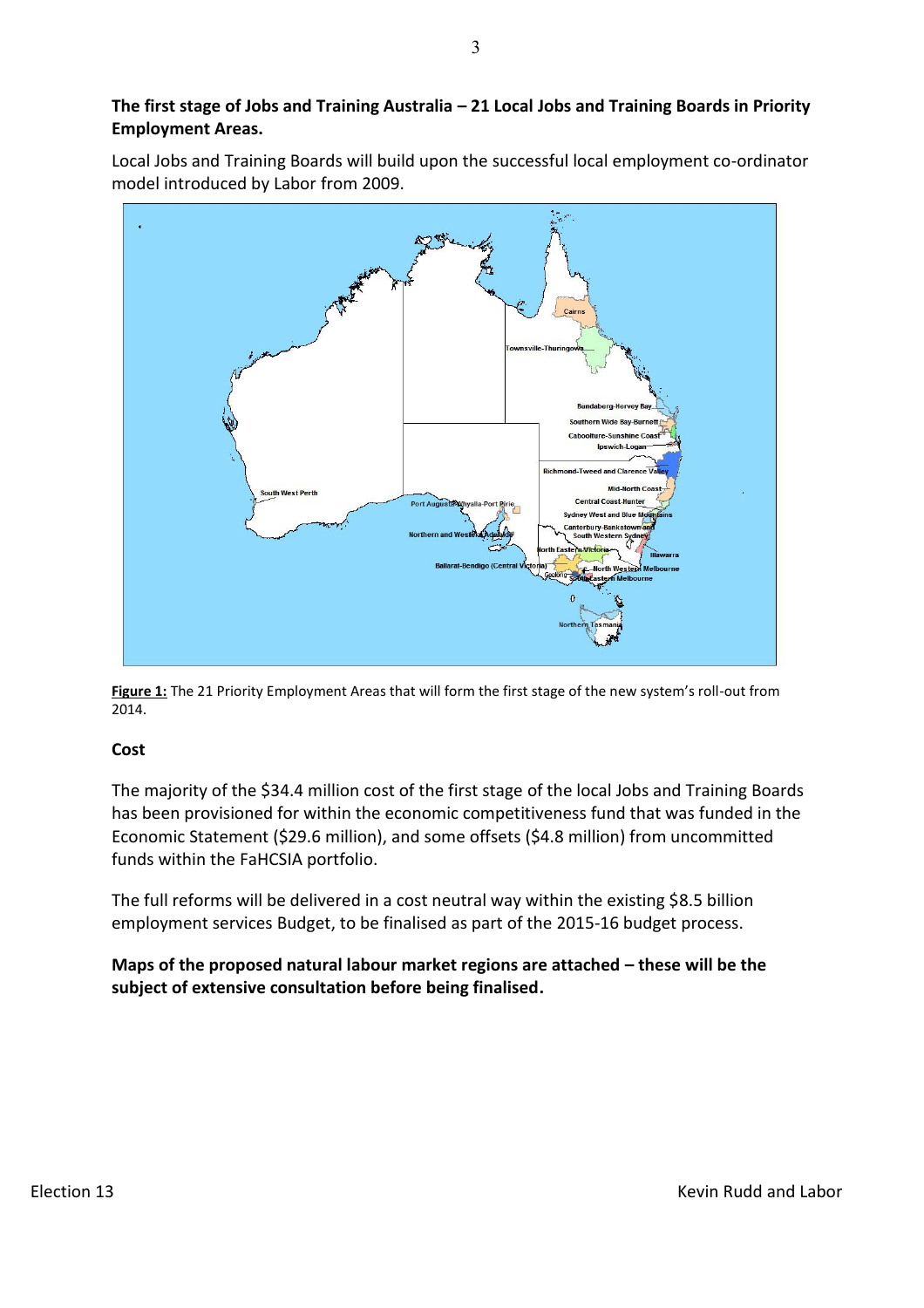**The first stage of Jobs and Training Australia – 21 Local Jobs and Training Boards in Priority Employment Areas.**

Local Jobs and Training Boards will build upon the successful local employment co-ordinator model introduced by Labor from 2009.

**Figure 1:** The 21 Priority Employment Areas that will form the first stage of the new system's roll-out from 2014.

**Cost**

The majority of the $34.4 million cost of the first stage of the local Jobs and Training Boards has been provisioned for within the economic competitiveness fund that was funded in the Economic Statement ($29.6 million), and some offsets ($4.8 million) from uncommitted funds within the FaHCSIA portfolio.

The full reforms will be delivered in a cost neutral way within the existing $8.5 billion employment services Budget, to be finalised as part of the 2015-16 budget process.

**Maps of the proposed natural labour market regions are attached – these will be the subject of extensive consultation before being finalised.**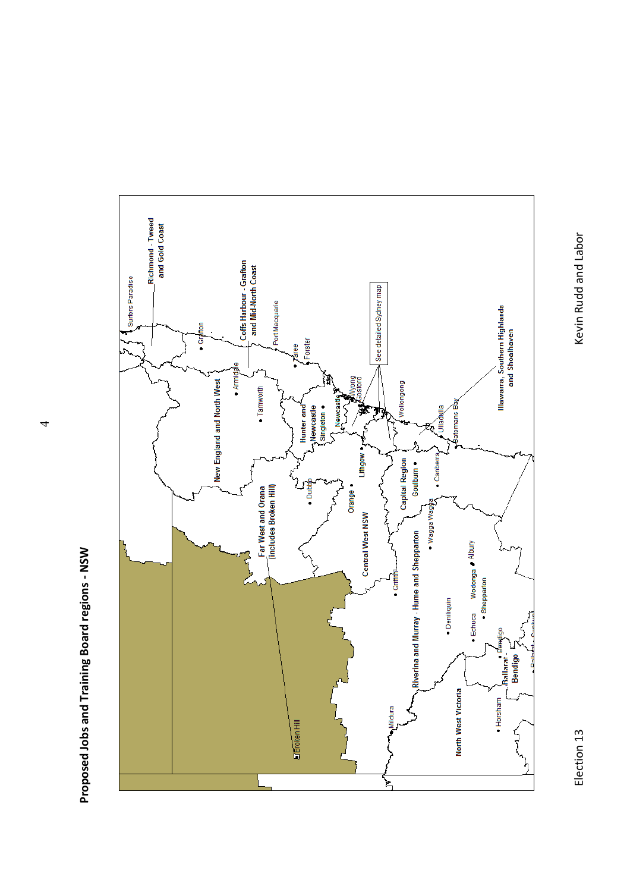## Proposed Jobs and Training Board regions - NSW

Richmond - Tweed and Gold Coast

Surfers Paradise

Grafton

Coffs Harbour - Grafton and Mid-North Coast

Port Macquarie

Taree

Forster

See detailed Sydney map

Armidale

New England and North West

Tamworth

Hunter and Newcastle

Singleton

Newcastle

Wyong

Gosford

Wollongong

Ulladulla

Batemans Bay

Illawarra, Southern Highlands and Shoalhaven

Far West and Orana (includes Broken Hill)

Dubbo

Orange

Lithgow

Central West NSW

Capital Region

Goulburn

Canberra

Wagga Wagga

Riverina and Murray - Hume and Shepparton

Griffith

Albury

Wodonga

Shepparton

Deniliquin

Echuca

Bendigo

Ballarat

North West Victoria

Mildura

Horsham

Broken Hill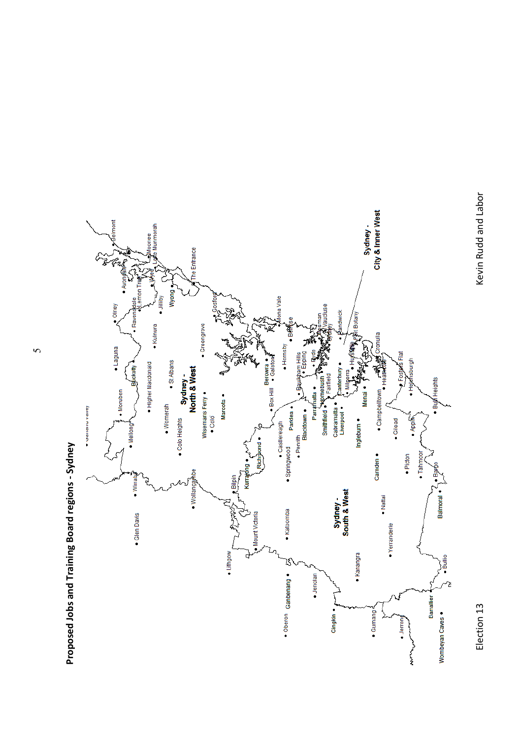## Proposed Jobs and Training Board regions - Sydney

Sydney - North & West

Sydney - South & West

Sydney - City & Inner West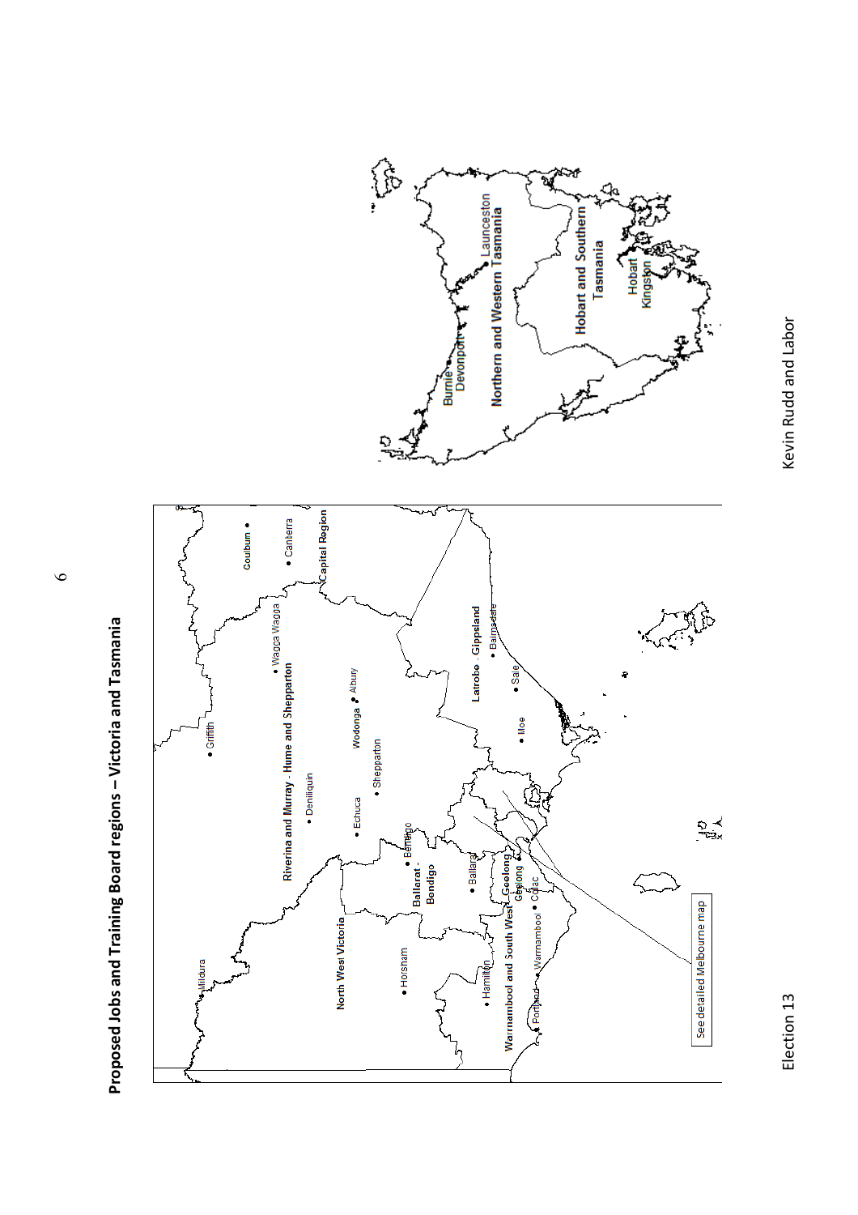## Proposed Jobs and Training Board regions – Victoria and Tasmania

Mildura
Griffith
Goulburn
Canberra
Capital Region
Wagga Wagga
Riverina and Murray - Hume and Shepparton
Deniliquin
Albury
Wodonga
Echuca
Shepparton
Bendigo
Ballarat - Bendigo
Ballarat
North West Victoria
Horsham
Hamilton
Warrnambool and South West
Warrnambool
Portland
Geelong
Colac
Latrobe - Gippsland
Bairnsdale
Sale
Moe
See detailed Melbourne map

Burnie
Devonport
Launceston
Northern and Western Tasmania
Hobart and Southern Tasmania
Hobart
Kingston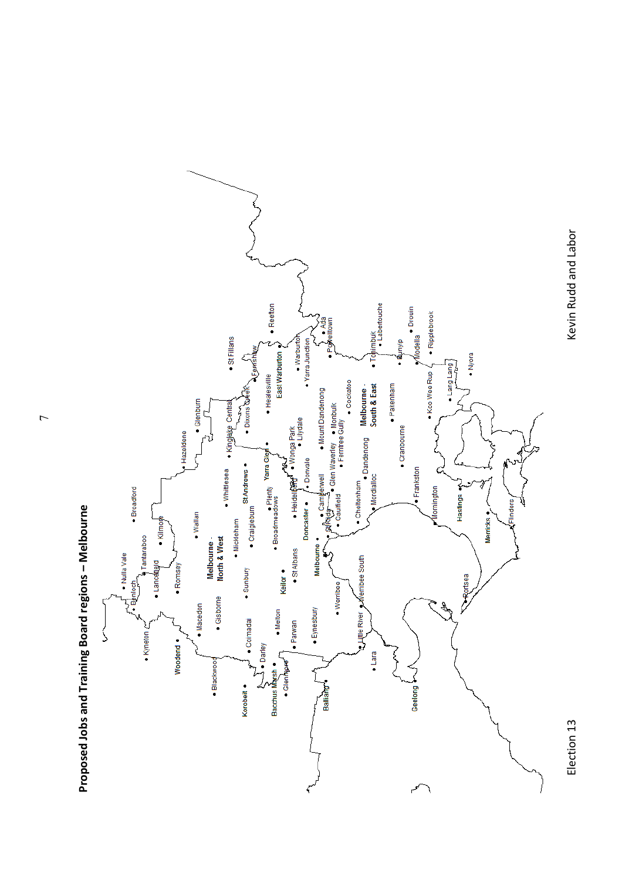## Proposed Jobs and Training Board regions – Melbourne

Melbourne - North & West

Melbourne - South & East

Nulla Vale, Benloch, Tantaraboo, Broadford, Lancefield, Kilmore, Kyneton, Romsey, Wallan, Woodend, Macedon, Gisborne, Hazeldene, Glenburn, Blackwood, Mickleham, Whittlesea, Kinglake Central, Sunbury, Craigieburn, St Andrews, Coimadai, Darley, Bacchus Marsh, Glenmore, Korobeit, Melton, Keilor, St Albans, Broadmeadows, Plenty, Yarra Glen, Healesville, Dixons Creek, Fernshaw, St Fillans, Reefton, East Warburton, Warburton, Yarra Junction, Ada, Powelltown, Parwan, Eynesbury, Melbourne, Heidelberg, Doncaster, Donvale, Wonga Park, Lilydale, Mount Dandenong, Monbulk, Cockatoo, Ballarat, Werribee, Werribee South, Little River, Lara, Geelong, St Kilda, Camberwell, Caulfield, Glen Waverley, Ferntree Gully, Cheltenham, Mordialloc, Dandenong, Cranbourne, Pakenham, Tonimbuk, Labertouche, Bunyip, Modella, Drouin, Ripplebrook, Koo Wee Rup, Lang Lang, Nyora, Frankston, Mornington, Hastings, Merricks, Flinders, Portsea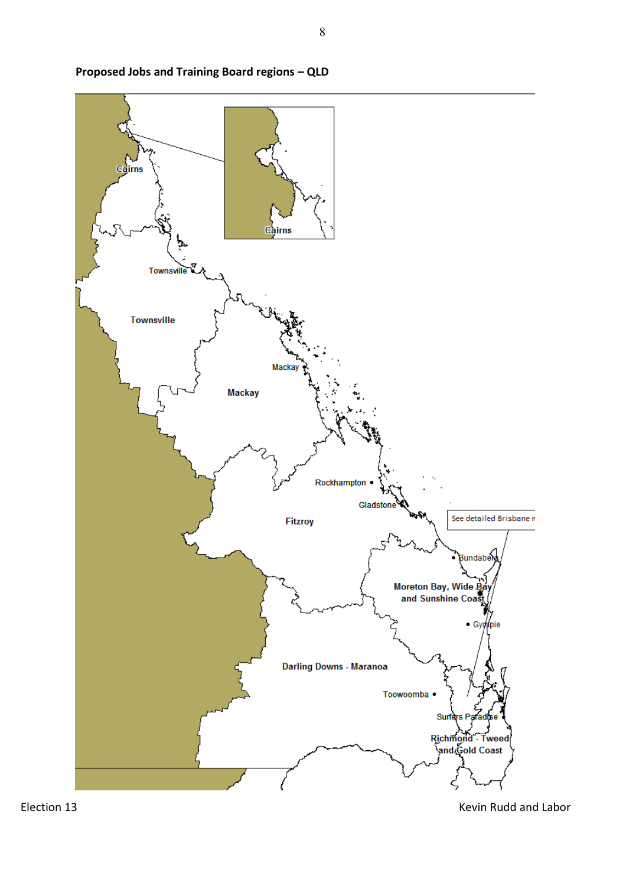**Proposed Jobs and Training Board regions – QLD**

Cairns

Cairns

Townsville

Townsville

Mackay

Mackay

Rockhampton

Gladstone

Fitzroy

See detailed Brisbane m

Bundaberg

Moreton Bay, Wide Bay and Sunshine Coast

Gympie

Darling Downs - Maranoa

Toowoomba

Surfers Paradise

Richmond - Tweed and Gold Coast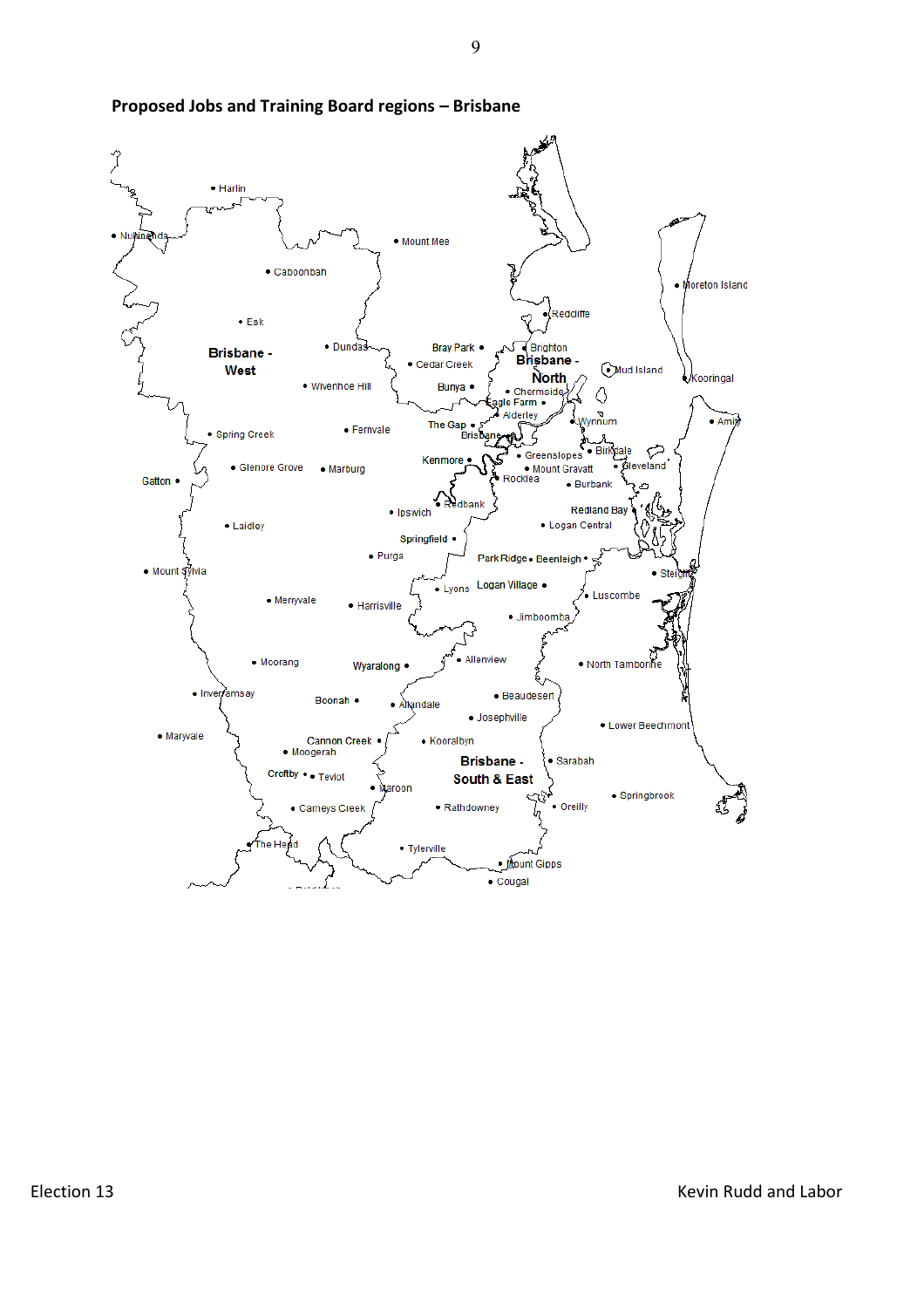## Proposed Jobs and Training Board regions – Brisbane

Harlin
Nukinenda
Mount Mee
Caboonbah
Moreton Island
Redcliffe
Esk
Dundas
Bray Park
Brighton
Brisbane - West
Cedar Creek
Brisbane - North
Mud Island
Kooringal
Wivenhoe Hill
Bunya
Chermside
Eagle Farm
Alderley
Wynnum
Amity
Spring Creek
Fernvale
The Gap
Brisbane
Birkdale
Kenmore
Greenslopes
Cleveland
Glenore Grove
Marburg
Mount Gravatt
Rocklea
Gatton
Burbank
Redbank
Redland Bay
Ipswich
Logan Central
Laidley
Springfield
Purga
Park Ridge
Beenleigh
Mount Sylvia
Steiglitz
Lyons
Logan Village
Luscombe
Merryvale
Harrisville
Jimboomba
Allenview
Moorang
Wyaralong
North Tamborine
Inverramsay
Beaudesert
Boonah
Allandale
Josephville
Lower Beechmont
Marywale
Cannon Creek
Kooralbyn
Moogerah
Brisbane - South & East
Sarabah
Croftby
Teviot
Maroon
Springbrook
Carneys Creek
Rathdowney
Oreilly
The Head
Tylerville
Mount Gipps
Cougal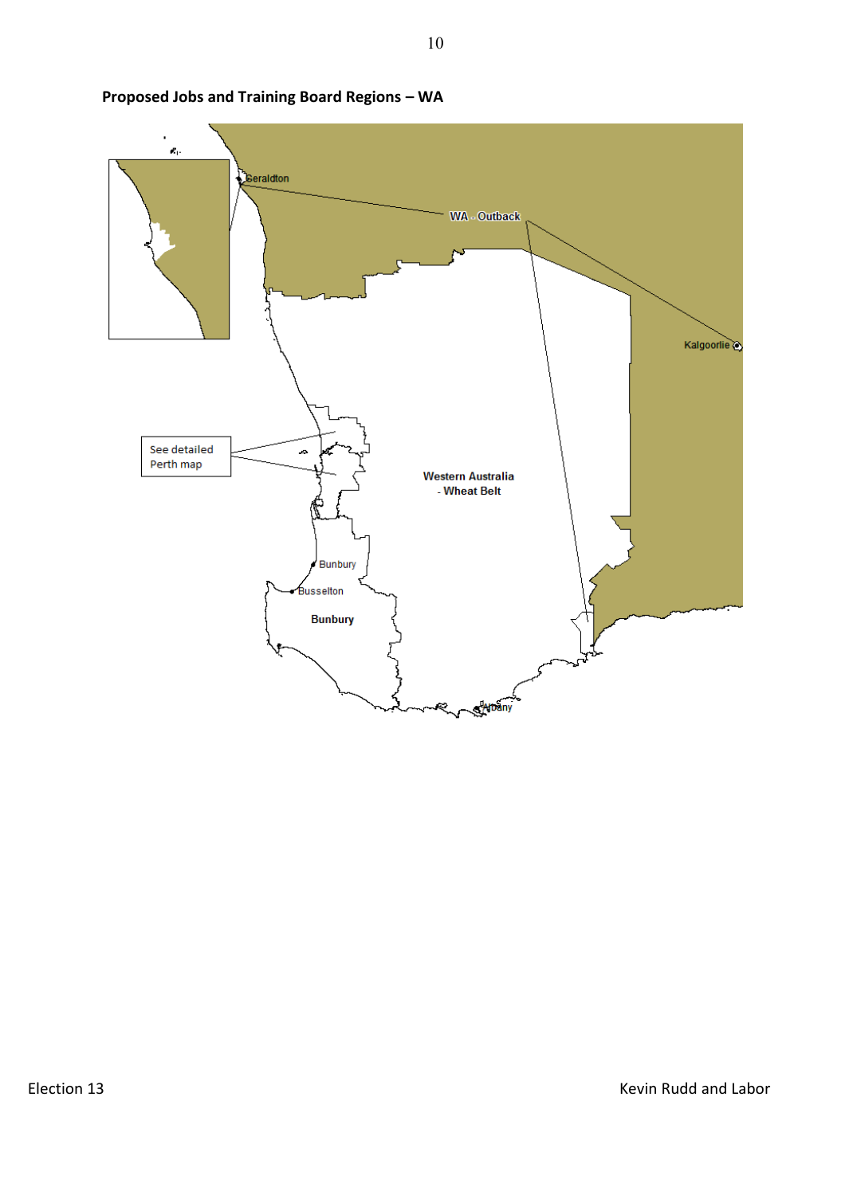**Proposed Jobs and Training Board Regions – WA**

Geraldton

WA - Outback

Kalgoorlie

See detailed Perth map

Western Australia - Wheat Belt

Bunbury

Busselton

Bunbury

Albany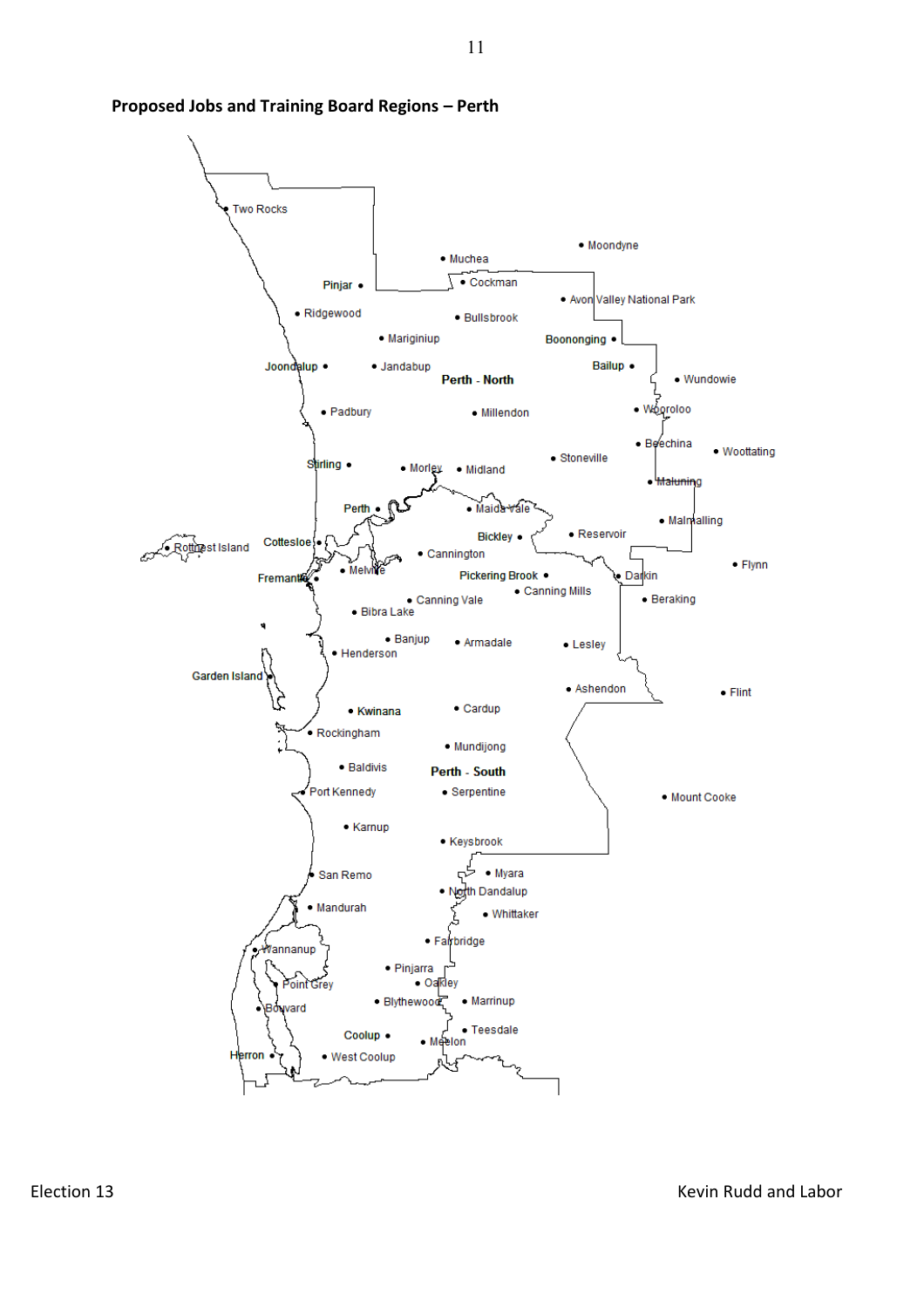**Proposed Jobs and Training Board Regions – Perth**

Two Rocks

Muchea

Moondyne

Pinjar

Cockman

Avon Valley National Park

Ridgewood

Bullsbrook

Mariginiup

Boononging

Bailup

Joondalup

Jandabup

Perth - North

Wundowie

Wooroloo

Padbury

Millendon

Beechina

Wootating

Stoneville

Stirling

Morley

Midland

Malmalling

Perth

Maida Vale

Reservoir

Bickley

Rottnest Island

Cottesloe

Cannington

Flynn

Melville

Pickering Brook

Darkin

Fremantle

Canning Mills

Canning Vale

Beraking

Bibra Lake

Banjup

Armadale

Lesley

Henderson

Garden Island

Ashendon

Flint

Kwinana

Cardup

Rockingham

Mundijong

Baldivis

Perth - South

Port Kennedy

Serpentine

Mount Cooke

Karnup

Keysbrook

San Remo

Myara

North Dandalup

Mandurah

Whittaker

Fairbridge

Wannanup

Pinjarra

Point Grey

Oakley

Blythewood

Marrinup

Bouvard

Teesdale

Coolup

Meelon

Herron

West Coolup

Election 13

Kevin Rudd and Labor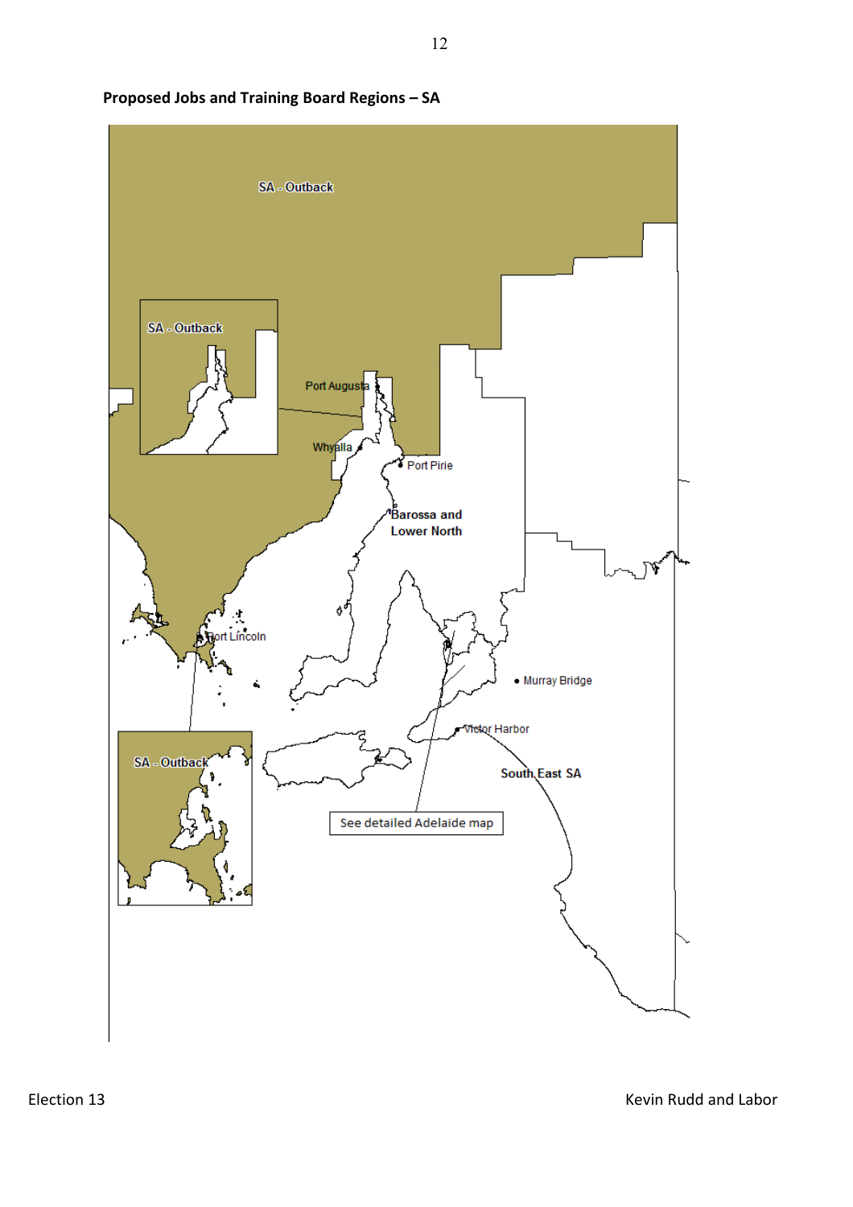**Proposed Jobs and Training Board Regions – SA**

SA - Outback

SA - Outback

Port Augusta

Whyalla

Port Pirie

Barossa and Lower North

Port Lincoln

Murray Bridge

Victor Harbor

South East SA

SA - Outback

See detailed Adelaide map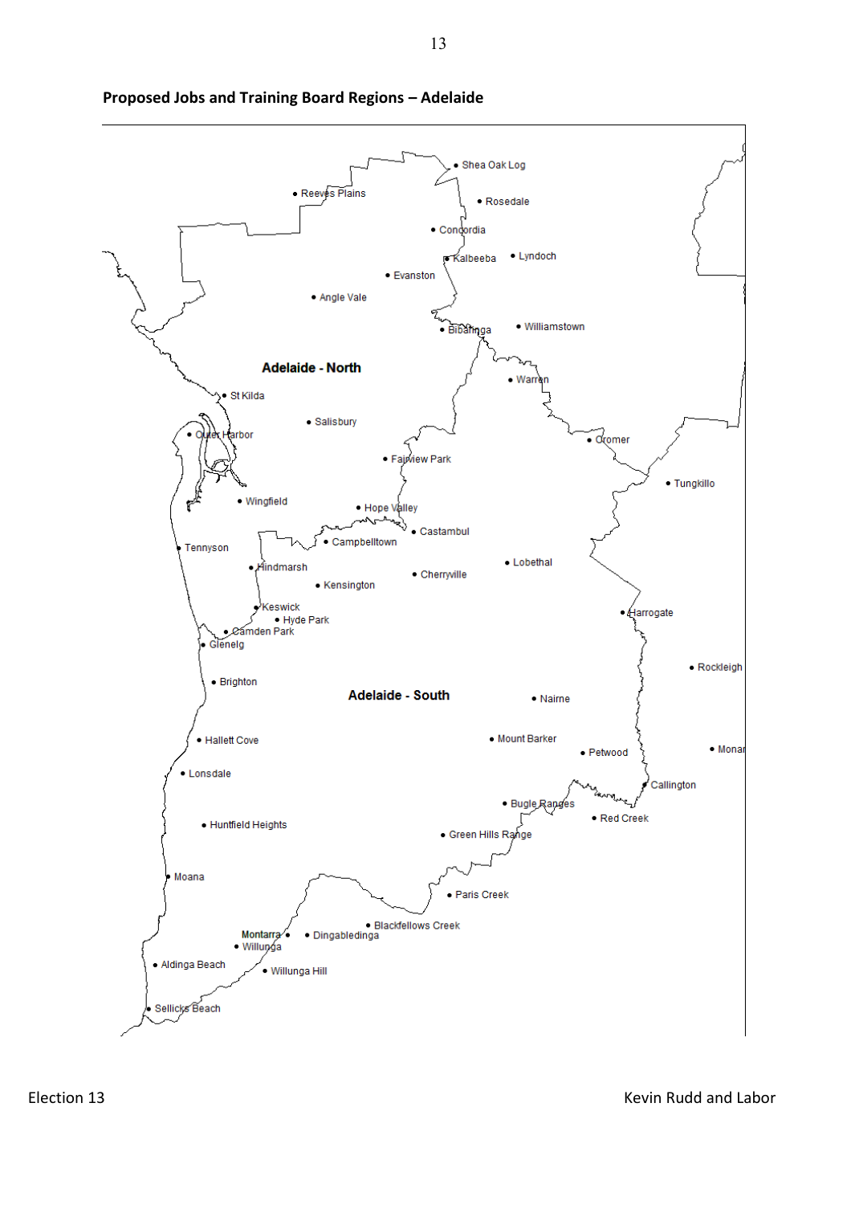**Proposed Jobs and Training Board Regions – Adelaide**

Adelaide - North

Shea Oak Log, Reeves Plains, Rosedale, Concordia, Kalbeeba, Lyndoch, Evanston, Angle Vale, Bibaringa, Williamstown, Warren, St Kilda, Salisbury, Outer Harbor, Cromer, Fairview Park, Tungkillo, Wingfield, Hope Valley, Castambul, Campbelltown

Adelaide - South

Tennyson, Hindmarsh, Kensington, Cherryville, Lobethal, Keswick, Hyde Park, Camden Park, Glenelg, Harrogate, Rockleigh, Brighton, Nairne, Mount Barker, Hallett Cove, Petwood, Monar, Lonsdale, Callington, Bugle Ranges, Red Creek, Huntfield Heights, Green Hills Range, Moana, Paris Creek, Blackfellows Creek, Montarra, Willunga, Dingabledinga, Aldinga Beach, Willunga Hill, Sellicks Beach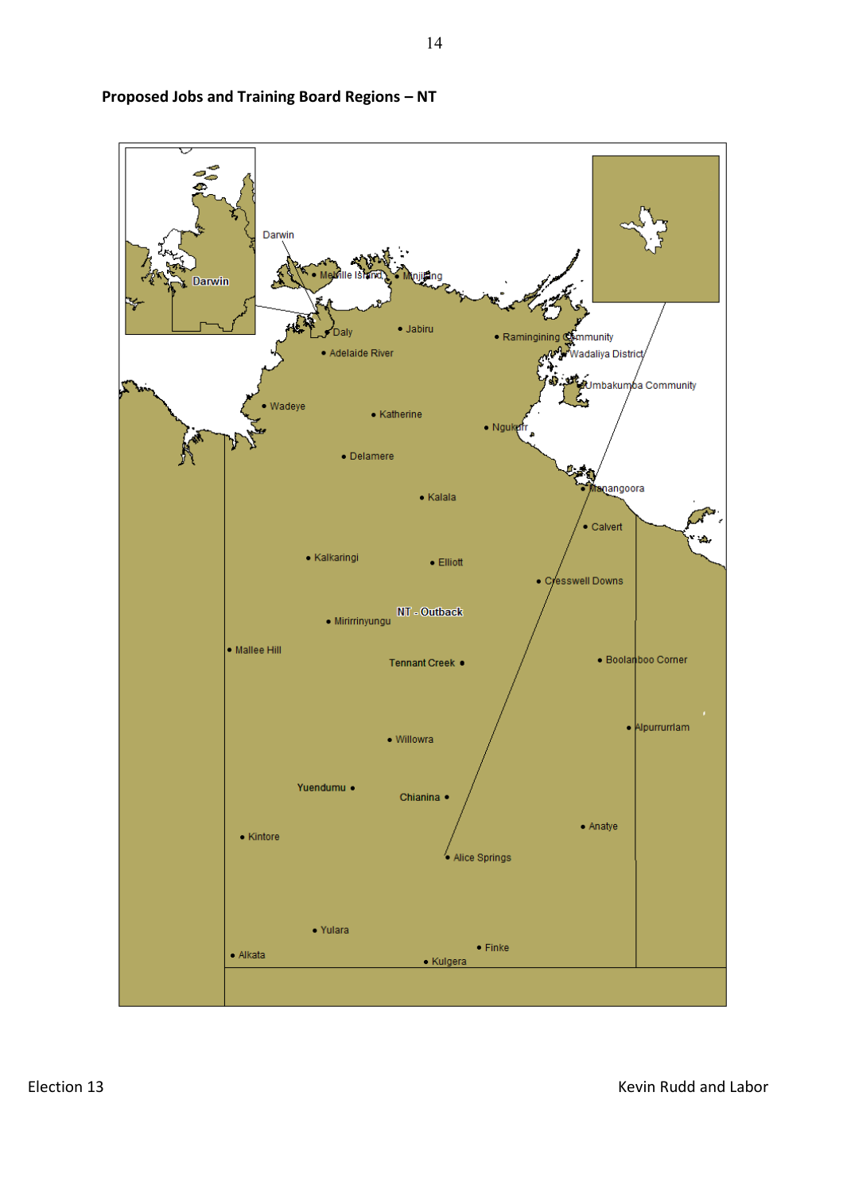**Proposed Jobs and Training Board Regions – NT**

Darwin

Darwin

Melville Island

Minjilang

Daly

Jabiru

Adelaide River

Ramingining Community

Wadaliya District

Umbakumba Community

Wadeye

Katherine

Ngukurr

Delamere

Manangoora

Kalala

Calvert

Kalkaringi

Elliott

Cresswell Downs

NT - Outback

Mirirrinyungu

Mallee Hill

Tennant Creek

Boolanboo Corner

Alpurrurlam

Willowra

Yuendumu

Chianina

Kintore

Anatye

Alice Springs

Yulara

Alkata

Finke

Kulgera